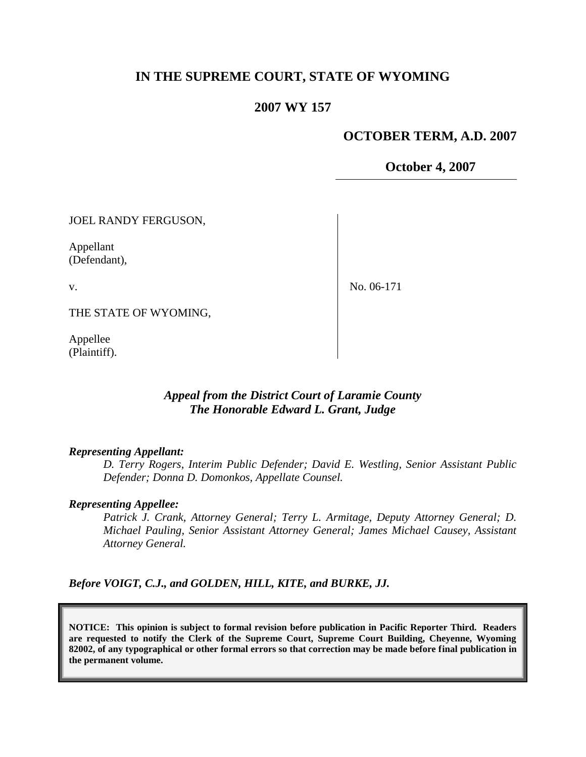# IN THE SUPREME COURT, STATE OF WYOMING

## 2007 WY 157

**OCTOBER TERM, A.D. 2007**

**October 4, 2007**

| | |
|---|---|
| JOEL RANDY FERGUSON,<br><br>Appellant<br>(Defendant),<br><br>v.<br><br>THE STATE OF WYOMING,<br><br>Appellee<br>(Plaintiff). | No. 06-171 |

***Appeal from the District Court of Laramie County***
***The Honorable Edward L. Grant, Judge***

***Representing Appellant:***

*D. Terry Rogers, Interim Public Defender; David E. Westling, Senior Assistant Public Defender; Donna D. Domonkos, Appellate Counsel.*

***Representing Appellee:***

*Patrick J. Crank, Attorney General; Terry L. Armitage, Deputy Attorney General; D. Michael Pauling, Senior Assistant Attorney General; James Michael Causey, Assistant Attorney General.*

***Before VOIGT, C.J., and GOLDEN, HILL, KITE, and BURKE, JJ.***

**NOTICE: This opinion is subject to formal revision before publication in Pacific Reporter Third. Readers are requested to notify the Clerk of the Supreme Court, Supreme Court Building, Cheyenne, Wyoming 82002, of any typographical or other formal errors so that correction may be made before final publication in the permanent volume.**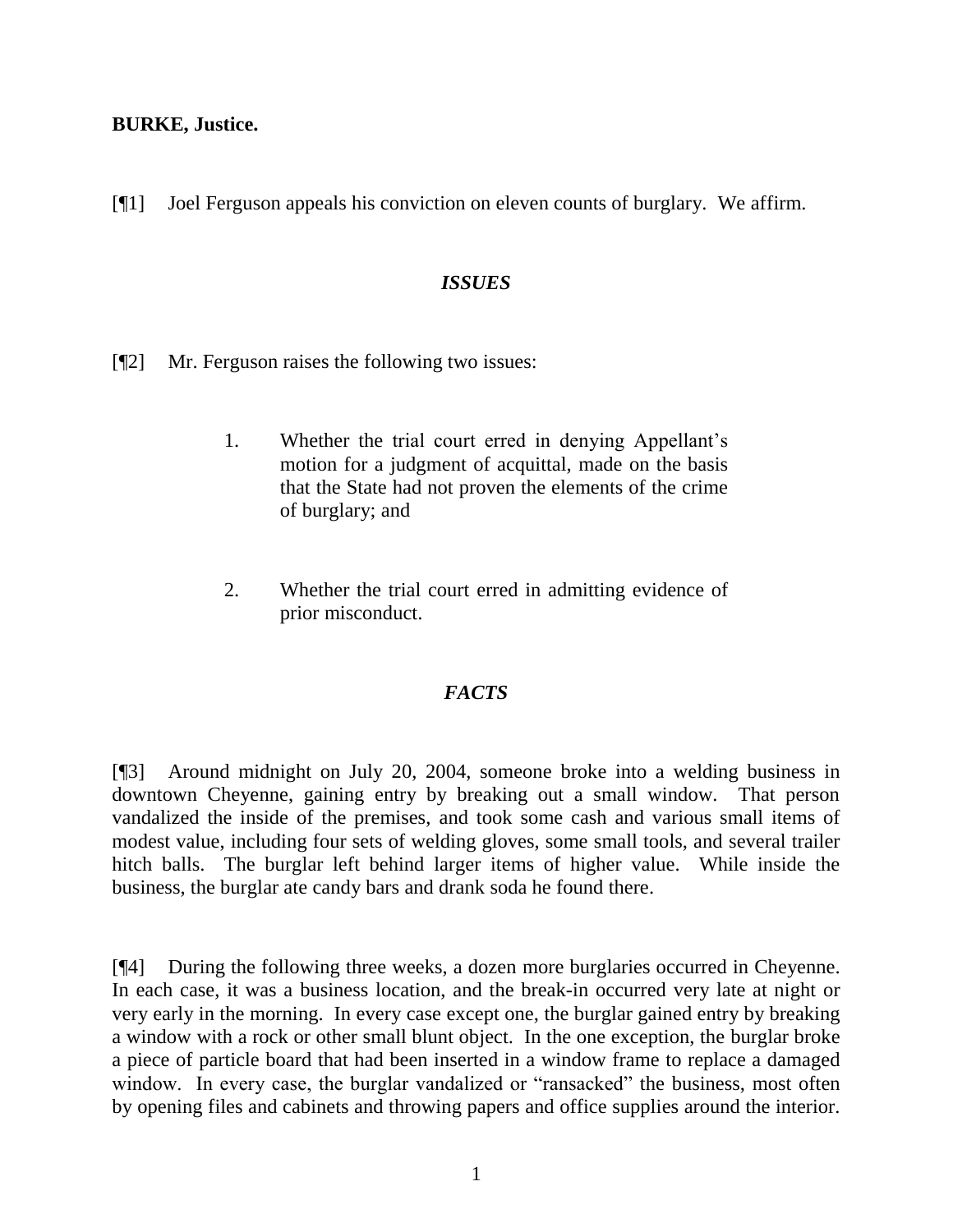**BURKE, Justice.**

[¶1] Joel Ferguson appeals his conviction on eleven counts of burglary. We affirm.

## *ISSUES*

[¶2] Mr. Ferguson raises the following two issues:

> 1. Whether the trial court erred in denying Appellant's motion for a judgment of acquittal, made on the basis that the State had not proven the elements of the crime of burglary; and
>
> 2. Whether the trial court erred in admitting evidence of prior misconduct.

## *FACTS*

[¶3] Around midnight on July 20, 2004, someone broke into a welding business in downtown Cheyenne, gaining entry by breaking out a small window. That person vandalized the inside of the premises, and took some cash and various small items of modest value, including four sets of welding gloves, some small tools, and several trailer hitch balls. The burglar left behind larger items of higher value. While inside the business, the burglar ate candy bars and drank soda he found there.

[¶4] During the following three weeks, a dozen more burglaries occurred in Cheyenne. In each case, it was a business location, and the break-in occurred very late at night or very early in the morning. In every case except one, the burglar gained entry by breaking a window with a rock or other small blunt object. In the one exception, the burglar broke a piece of particle board that had been inserted in a window frame to replace a damaged window. In every case, the burglar vandalized or "ransacked" the business, most often by opening files and cabinets and throwing papers and office supplies around the interior.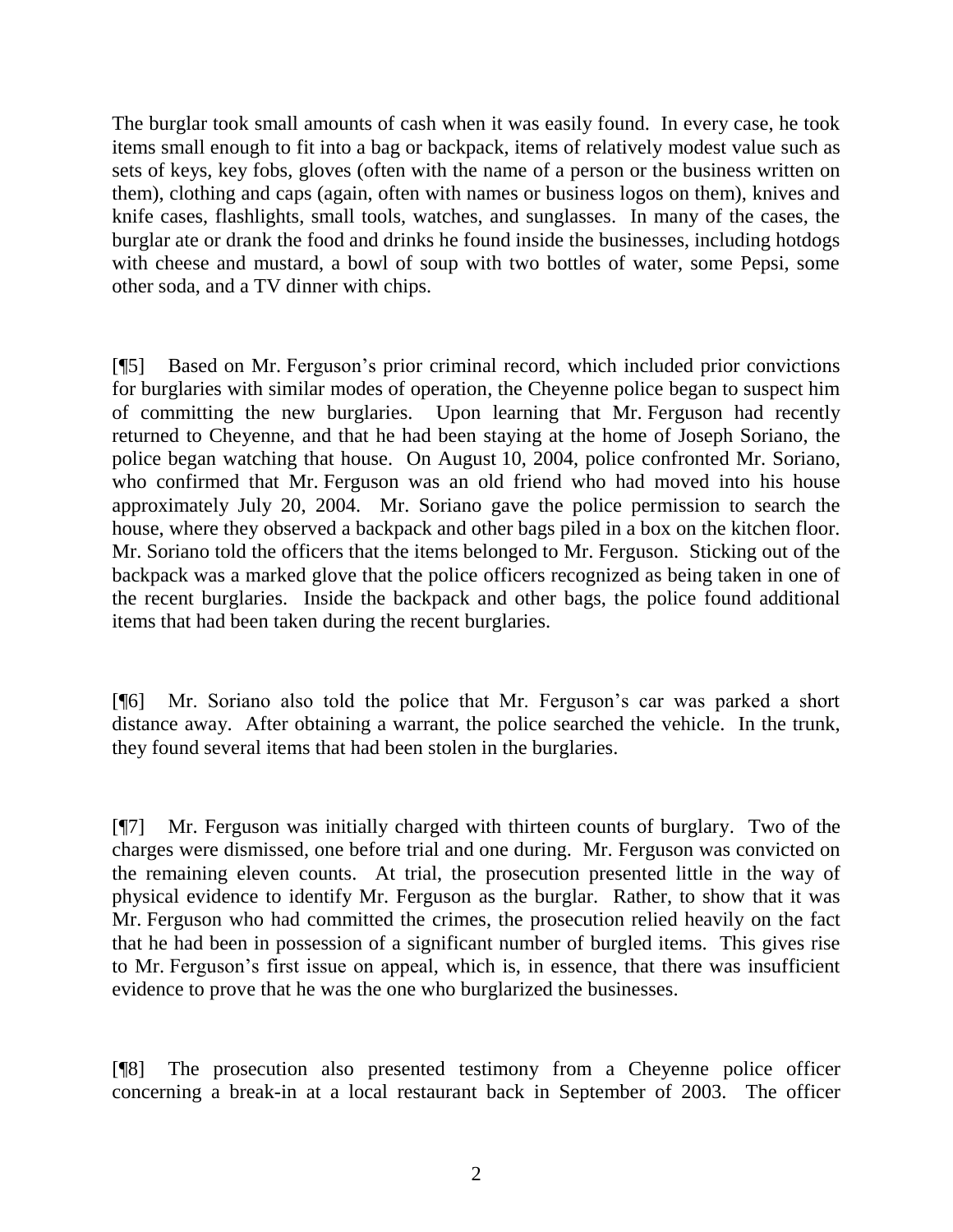The burglar took small amounts of cash when it was easily found. In every case, he took items small enough to fit into a bag or backpack, items of relatively modest value such as sets of keys, key fobs, gloves (often with the name of a person or the business written on them), clothing and caps (again, often with names or business logos on them), knives and knife cases, flashlights, small tools, watches, and sunglasses. In many of the cases, the burglar ate or drank the food and drinks he found inside the businesses, including hotdogs with cheese and mustard, a bowl of soup with two bottles of water, some Pepsi, some other soda, and a TV dinner with chips.

[¶5] Based on Mr. Ferguson's prior criminal record, which included prior convictions for burglaries with similar modes of operation, the Cheyenne police began to suspect him of committing the new burglaries. Upon learning that Mr. Ferguson had recently returned to Cheyenne, and that he had been staying at the home of Joseph Soriano, the police began watching that house. On August 10, 2004, police confronted Mr. Soriano, who confirmed that Mr. Ferguson was an old friend who had moved into his house approximately July 20, 2004. Mr. Soriano gave the police permission to search the house, where they observed a backpack and other bags piled in a box on the kitchen floor. Mr. Soriano told the officers that the items belonged to Mr. Ferguson. Sticking out of the backpack was a marked glove that the police officers recognized as being taken in one of the recent burglaries. Inside the backpack and other bags, the police found additional items that had been taken during the recent burglaries.

[¶6] Mr. Soriano also told the police that Mr. Ferguson's car was parked a short distance away. After obtaining a warrant, the police searched the vehicle. In the trunk, they found several items that had been stolen in the burglaries.

[¶7] Mr. Ferguson was initially charged with thirteen counts of burglary. Two of the charges were dismissed, one before trial and one during. Mr. Ferguson was convicted on the remaining eleven counts. At trial, the prosecution presented little in the way of physical evidence to identify Mr. Ferguson as the burglar. Rather, to show that it was Mr. Ferguson who had committed the crimes, the prosecution relied heavily on the fact that he had been in possession of a significant number of burgled items. This gives rise to Mr. Ferguson's first issue on appeal, which is, in essence, that there was insufficient evidence to prove that he was the one who burglarized the businesses.

[¶8] The prosecution also presented testimony from a Cheyenne police officer concerning a break-in at a local restaurant back in September of 2003. The officer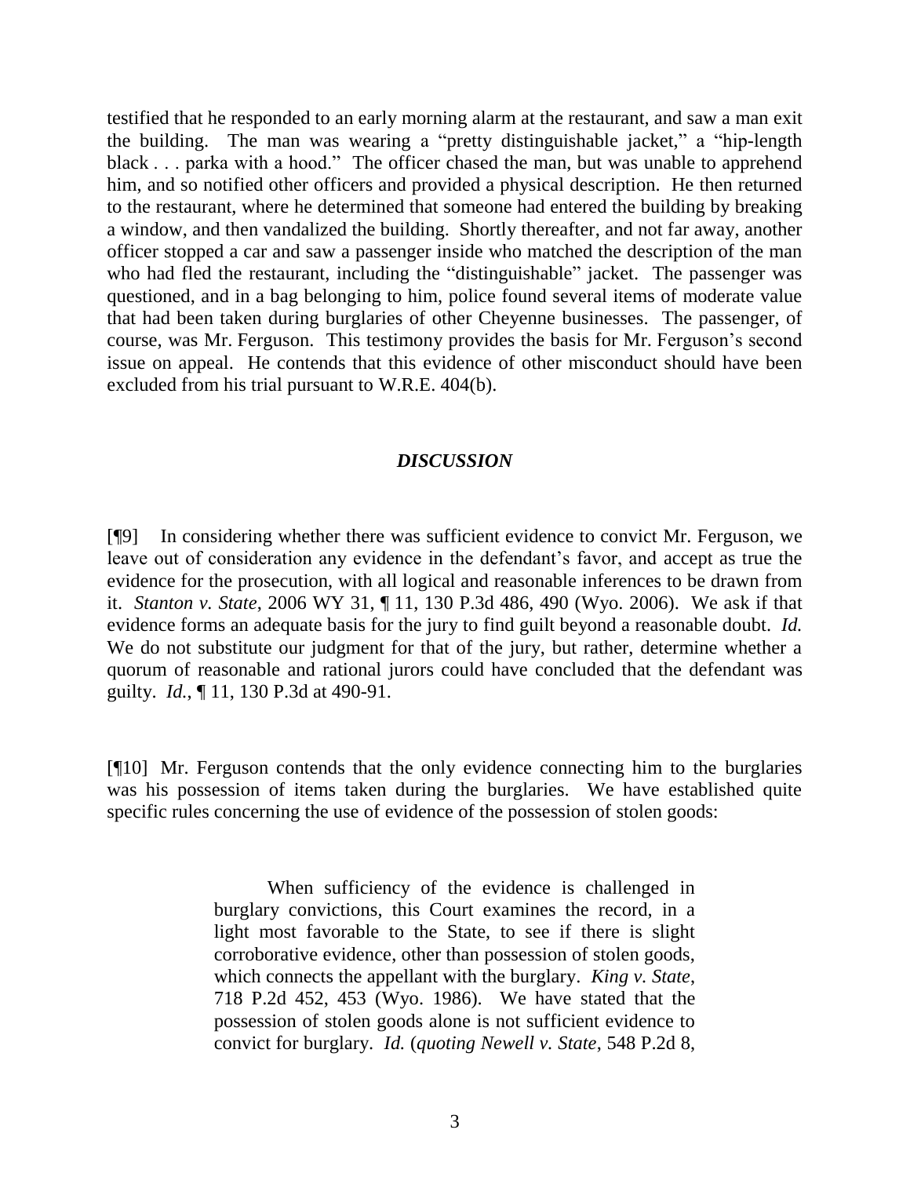testified that he responded to an early morning alarm at the restaurant, and saw a man exit the building. The man was wearing a "pretty distinguishable jacket," a "hip-length black . . . parka with a hood." The officer chased the man, but was unable to apprehend him, and so notified other officers and provided a physical description. He then returned to the restaurant, where he determined that someone had entered the building by breaking a window, and then vandalized the building. Shortly thereafter, and not far away, another officer stopped a car and saw a passenger inside who matched the description of the man who had fled the restaurant, including the "distinguishable" jacket. The passenger was questioned, and in a bag belonging to him, police found several items of moderate value that had been taken during burglaries of other Cheyenne businesses. The passenger, of course, was Mr. Ferguson. This testimony provides the basis for Mr. Ferguson's second issue on appeal. He contends that this evidence of other misconduct should have been excluded from his trial pursuant to W.R.E. 404(b).

## *DISCUSSION*

[¶9] In considering whether there was sufficient evidence to convict Mr. Ferguson, we leave out of consideration any evidence in the defendant's favor, and accept as true the evidence for the prosecution, with all logical and reasonable inferences to be drawn from it. *Stanton v. State*, 2006 WY 31, ¶ 11, 130 P.3d 486, 490 (Wyo. 2006). We ask if that evidence forms an adequate basis for the jury to find guilt beyond a reasonable doubt. *Id.* We do not substitute our judgment for that of the jury, but rather, determine whether a quorum of reasonable and rational jurors could have concluded that the defendant was guilty. *Id.*, ¶ 11, 130 P.3d at 490-91.

[¶10] Mr. Ferguson contends that the only evidence connecting him to the burglaries was his possession of items taken during the burglaries. We have established quite specific rules concerning the use of evidence of the possession of stolen goods:

> When sufficiency of the evidence is challenged in burglary convictions, this Court examines the record, in a light most favorable to the State, to see if there is slight corroborative evidence, other than possession of stolen goods, which connects the appellant with the burglary. *King v. State*, 718 P.2d 452, 453 (Wyo. 1986). We have stated that the possession of stolen goods alone is not sufficient evidence to convict for burglary. *Id.* (*quoting Newell v. State*, 548 P.2d 8,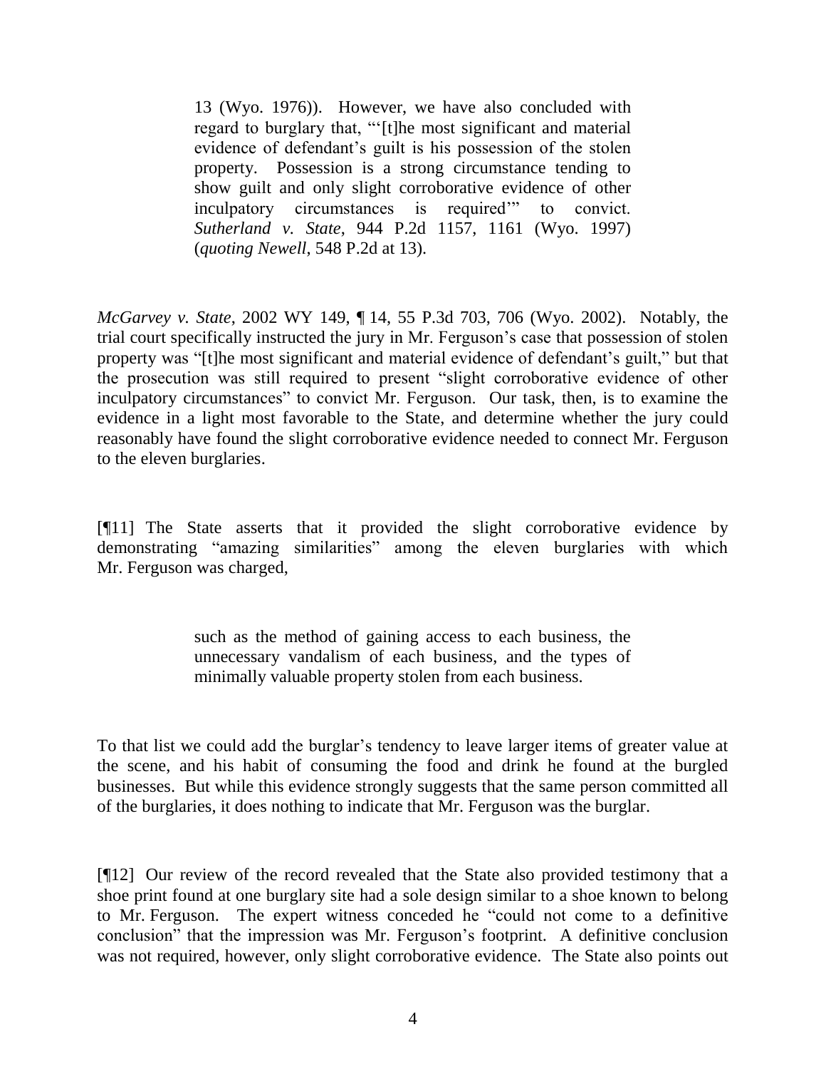> 13 (Wyo. 1976)). However, we have also concluded with regard to burglary that, "'[t]he most significant and material evidence of defendant's guilt is his possession of the stolen property. Possession is a strong circumstance tending to show guilt and only slight corroborative evidence of other inculpatory circumstances is required'" to convict. *Sutherland v. State*, 944 P.2d 1157, 1161 (Wyo. 1997) (*quoting Newell*, 548 P.2d at 13).

*McGarvey v. State*, 2002 WY 149, ¶ 14, 55 P.3d 703, 706 (Wyo. 2002). Notably, the trial court specifically instructed the jury in Mr. Ferguson's case that possession of stolen property was "[t]he most significant and material evidence of defendant's guilt," but that the prosecution was still required to present "slight corroborative evidence of other inculpatory circumstances" to convict Mr. Ferguson. Our task, then, is to examine the evidence in a light most favorable to the State, and determine whether the jury could reasonably have found the slight corroborative evidence needed to connect Mr. Ferguson to the eleven burglaries.

[¶11] The State asserts that it provided the slight corroborative evidence by demonstrating "amazing similarities" among the eleven burglaries with which Mr. Ferguson was charged,

> such as the method of gaining access to each business, the unnecessary vandalism of each business, and the types of minimally valuable property stolen from each business.

To that list we could add the burglar's tendency to leave larger items of greater value at the scene, and his habit of consuming the food and drink he found at the burgled businesses. But while this evidence strongly suggests that the same person committed all of the burglaries, it does nothing to indicate that Mr. Ferguson was the burglar.

[¶12] Our review of the record revealed that the State also provided testimony that a shoe print found at one burglary site had a sole design similar to a shoe known to belong to Mr. Ferguson. The expert witness conceded he "could not come to a definitive conclusion" that the impression was Mr. Ferguson's footprint. A definitive conclusion was not required, however, only slight corroborative evidence. The State also points out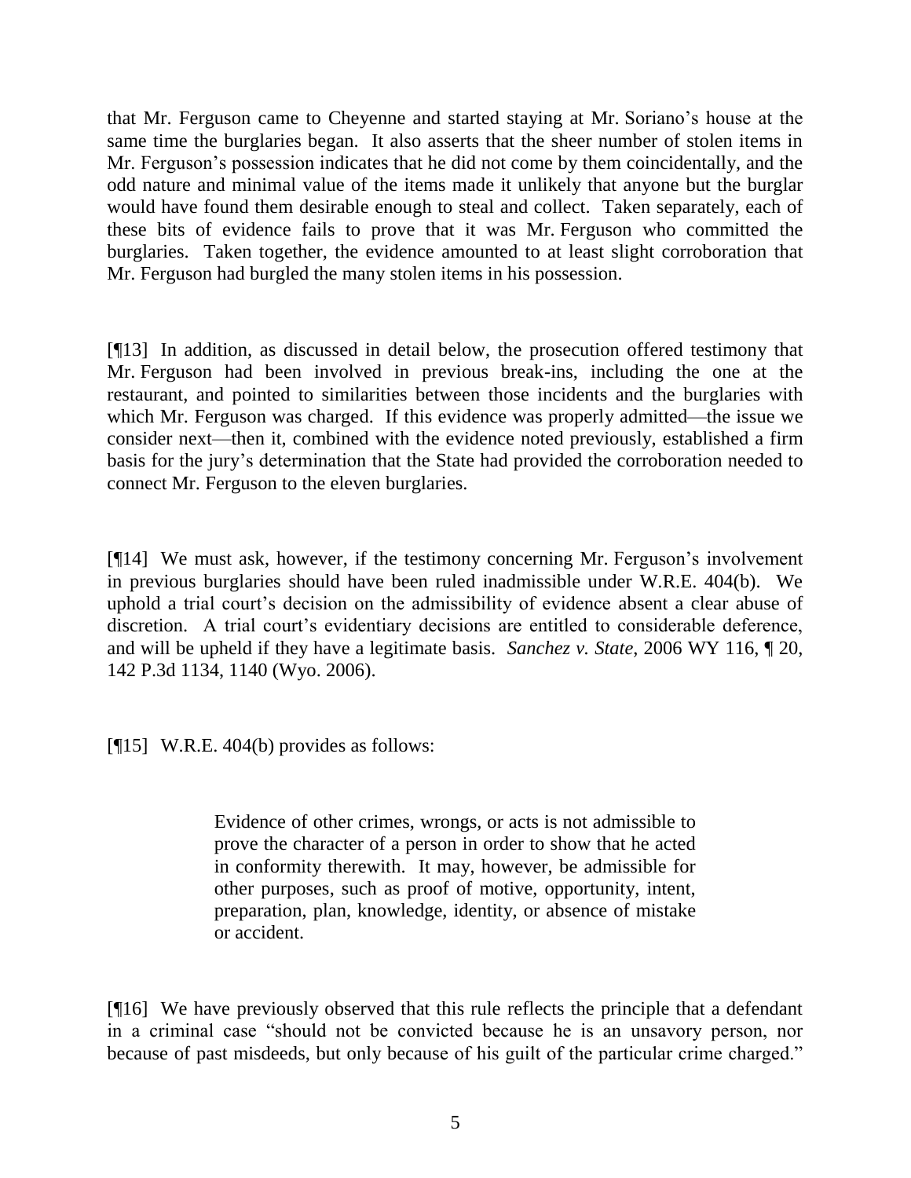that Mr. Ferguson came to Cheyenne and started staying at Mr. Soriano's house at the same time the burglaries began. It also asserts that the sheer number of stolen items in Mr. Ferguson's possession indicates that he did not come by them coincidentally, and the odd nature and minimal value of the items made it unlikely that anyone but the burglar would have found them desirable enough to steal and collect. Taken separately, each of these bits of evidence fails to prove that it was Mr. Ferguson who committed the burglaries. Taken together, the evidence amounted to at least slight corroboration that Mr. Ferguson had burgled the many stolen items in his possession.

[¶13] In addition, as discussed in detail below, the prosecution offered testimony that Mr. Ferguson had been involved in previous break-ins, including the one at the restaurant, and pointed to similarities between those incidents and the burglaries with which Mr. Ferguson was charged. If this evidence was properly admitted—the issue we consider next—then it, combined with the evidence noted previously, established a firm basis for the jury's determination that the State had provided the corroboration needed to connect Mr. Ferguson to the eleven burglaries.

[¶14] We must ask, however, if the testimony concerning Mr. Ferguson's involvement in previous burglaries should have been ruled inadmissible under W.R.E. 404(b). We uphold a trial court's decision on the admissibility of evidence absent a clear abuse of discretion. A trial court's evidentiary decisions are entitled to considerable deference, and will be upheld if they have a legitimate basis. *Sanchez v. State*, 2006 WY 116, ¶ 20, 142 P.3d 1134, 1140 (Wyo. 2006).

[¶15] W.R.E. 404(b) provides as follows:

> Evidence of other crimes, wrongs, or acts is not admissible to prove the character of a person in order to show that he acted in conformity therewith. It may, however, be admissible for other purposes, such as proof of motive, opportunity, intent, preparation, plan, knowledge, identity, or absence of mistake or accident.

[¶16] We have previously observed that this rule reflects the principle that a defendant in a criminal case "should not be convicted because he is an unsavory person, nor because of past misdeeds, but only because of his guilt of the particular crime charged."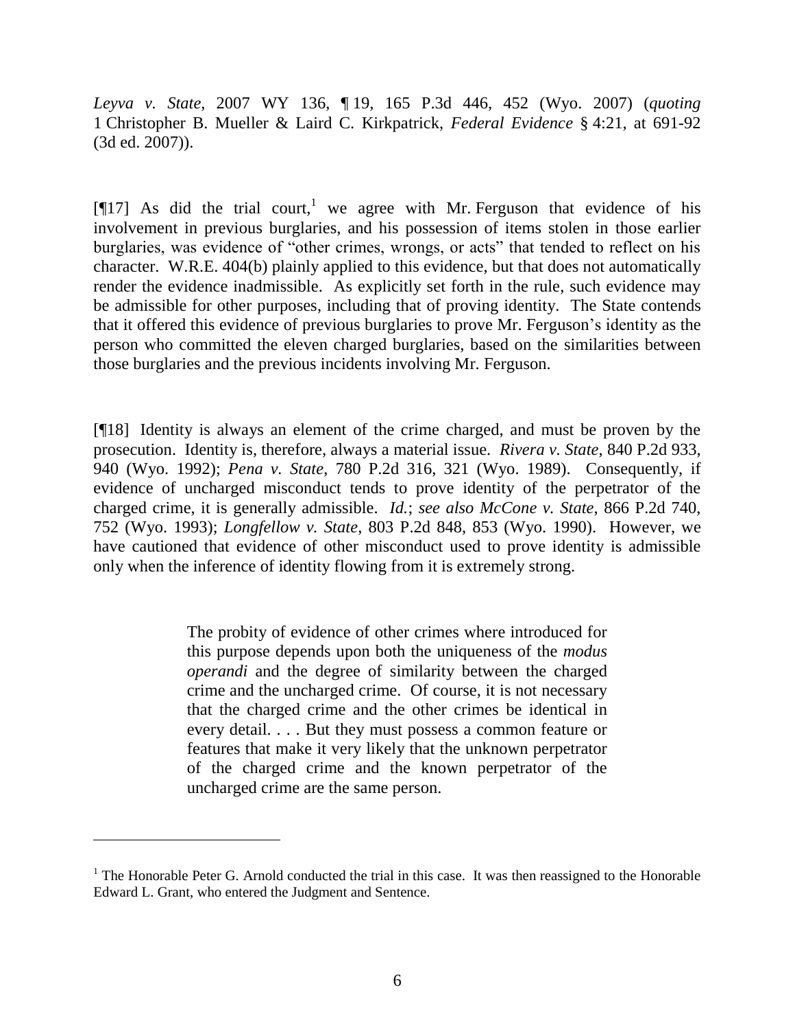*Leyva v. State*, 2007 WY 136, ¶ 19, 165 P.3d 446, 452 (Wyo. 2007) (*quoting* 1 Christopher B. Mueller & Laird C. Kirkpatrick, *Federal Evidence* § 4:21, at 691-92 (3d ed. 2007)).

[¶17] As did the trial court,[1] we agree with Mr. Ferguson that evidence of his involvement in previous burglaries, and his possession of items stolen in those earlier burglaries, was evidence of "other crimes, wrongs, or acts" that tended to reflect on his character. W.R.E. 404(b) plainly applied to this evidence, but that does not automatically render the evidence inadmissible. As explicitly set forth in the rule, such evidence may be admissible for other purposes, including that of proving identity. The State contends that it offered this evidence of previous burglaries to prove Mr. Ferguson's identity as the person who committed the eleven charged burglaries, based on the similarities between those burglaries and the previous incidents involving Mr. Ferguson.

[¶18] Identity is always an element of the crime charged, and must be proven by the prosecution. Identity is, therefore, always a material issue. *Rivera v. State*, 840 P.2d 933, 940 (Wyo. 1992); *Pena v. State*, 780 P.2d 316, 321 (Wyo. 1989). Consequently, if evidence of uncharged misconduct tends to prove identity of the perpetrator of the charged crime, it is generally admissible. *Id.*; *see also McCone v. State*, 866 P.2d 740, 752 (Wyo. 1993); *Longfellow v. State*, 803 P.2d 848, 853 (Wyo. 1990). However, we have cautioned that evidence of other misconduct used to prove identity is admissible only when the inference of identity flowing from it is extremely strong.

> The probity of evidence of other crimes where introduced for this purpose depends upon both the uniqueness of the *modus operandi* and the degree of similarity between the charged crime and the uncharged crime. Of course, it is not necessary that the charged crime and the other crimes be identical in every detail. . . . But they must possess a common feature or features that make it very likely that the unknown perpetrator of the charged crime and the known perpetrator of the uncharged crime are the same person.

---

[1] The Honorable Peter G. Arnold conducted the trial in this case. It was then reassigned to the Honorable Edward L. Grant, who entered the Judgment and Sentence.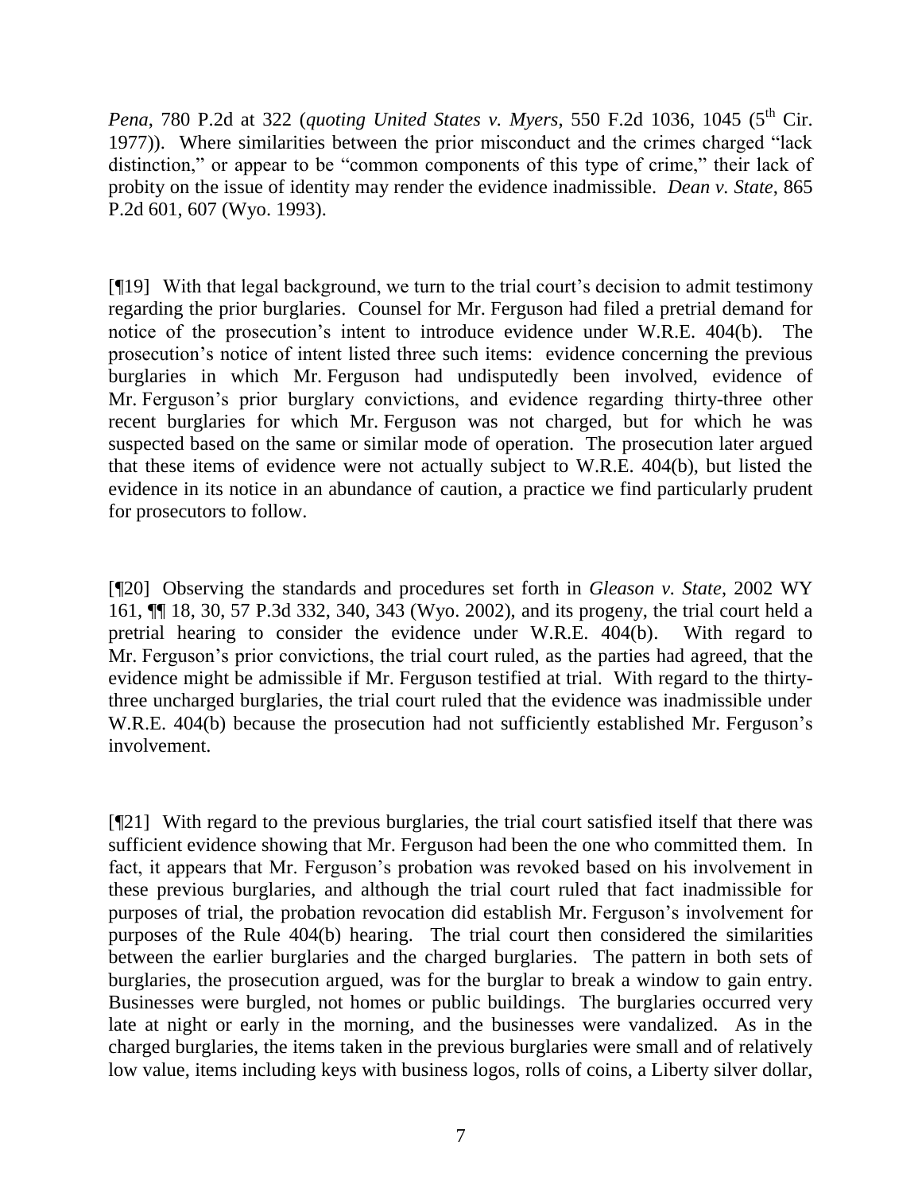*Pena*, 780 P.2d at 322 (*quoting United States v. Myers*, 550 F.2d 1036, 1045 (5th Cir. 1977)). Where similarities between the prior misconduct and the crimes charged "lack distinction," or appear to be "common components of this type of crime," their lack of probity on the issue of identity may render the evidence inadmissible. *Dean v. State*, 865 P.2d 601, 607 (Wyo. 1993).

[¶19] With that legal background, we turn to the trial court's decision to admit testimony regarding the prior burglaries. Counsel for Mr. Ferguson had filed a pretrial demand for notice of the prosecution's intent to introduce evidence under W.R.E. 404(b). The prosecution's notice of intent listed three such items: evidence concerning the previous burglaries in which Mr. Ferguson had undisputedly been involved, evidence of Mr. Ferguson's prior burglary convictions, and evidence regarding thirty-three other recent burglaries for which Mr. Ferguson was not charged, but for which he was suspected based on the same or similar mode of operation. The prosecution later argued that these items of evidence were not actually subject to W.R.E. 404(b), but listed the evidence in its notice in an abundance of caution, a practice we find particularly prudent for prosecutors to follow.

[¶20] Observing the standards and procedures set forth in *Gleason v. State*, 2002 WY 161, ¶¶ 18, 30, 57 P.3d 332, 340, 343 (Wyo. 2002), and its progeny, the trial court held a pretrial hearing to consider the evidence under W.R.E. 404(b). With regard to Mr. Ferguson's prior convictions, the trial court ruled, as the parties had agreed, that the evidence might be admissible if Mr. Ferguson testified at trial. With regard to the thirty-three uncharged burglaries, the trial court ruled that the evidence was inadmissible under W.R.E. 404(b) because the prosecution had not sufficiently established Mr. Ferguson's involvement.

[¶21] With regard to the previous burglaries, the trial court satisfied itself that there was sufficient evidence showing that Mr. Ferguson had been the one who committed them. In fact, it appears that Mr. Ferguson's probation was revoked based on his involvement in these previous burglaries, and although the trial court ruled that fact inadmissible for purposes of trial, the probation revocation did establish Mr. Ferguson's involvement for purposes of the Rule 404(b) hearing. The trial court then considered the similarities between the earlier burglaries and the charged burglaries. The pattern in both sets of burglaries, the prosecution argued, was for the burglar to break a window to gain entry. Businesses were burgled, not homes or public buildings. The burglaries occurred very late at night or early in the morning, and the businesses were vandalized. As in the charged burglaries, the items taken in the previous burglaries were small and of relatively low value, items including keys with business logos, rolls of coins, a Liberty silver dollar,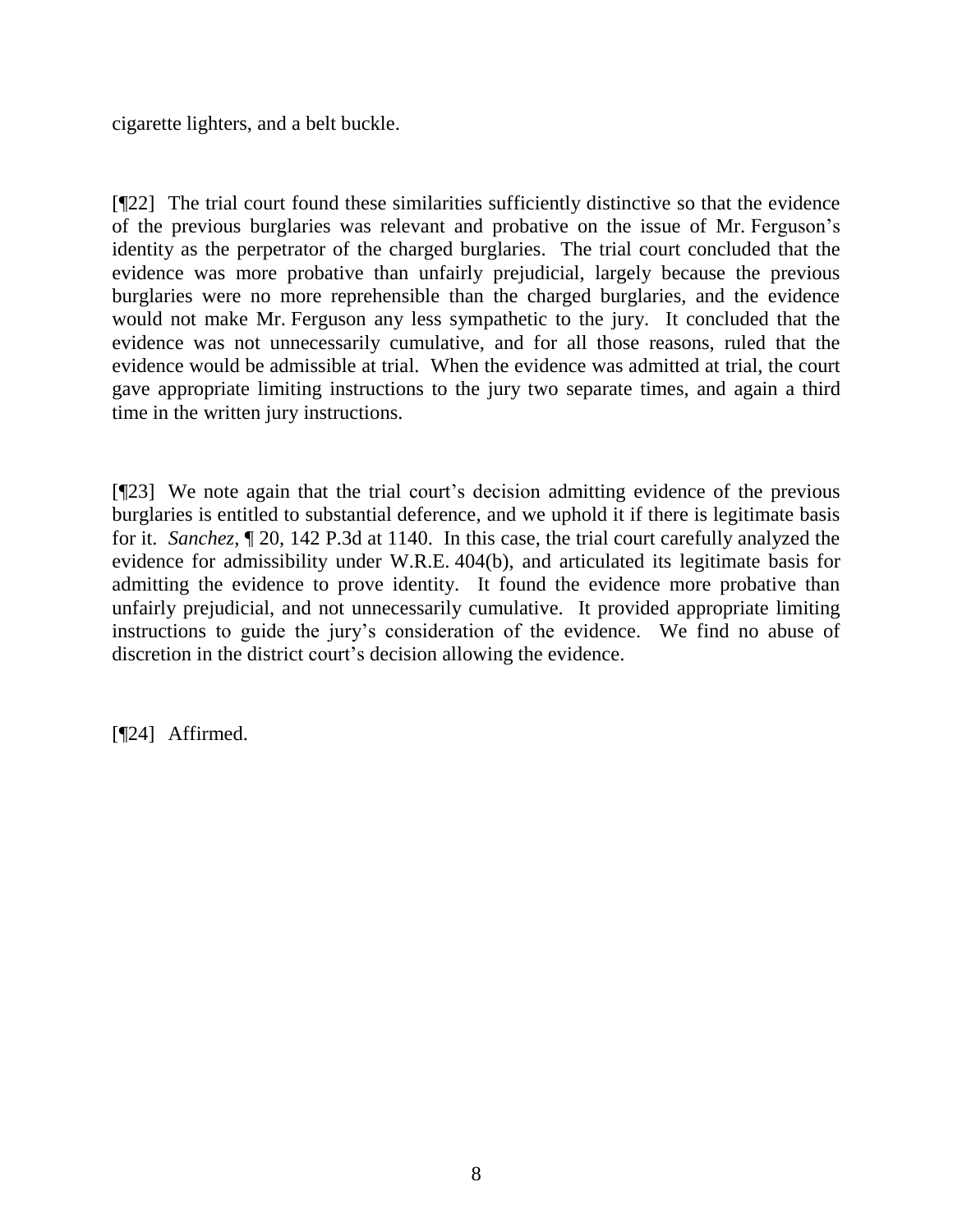cigarette lighters, and a belt buckle.

[¶22] The trial court found these similarities sufficiently distinctive so that the evidence of the previous burglaries was relevant and probative on the issue of Mr. Ferguson's identity as the perpetrator of the charged burglaries. The trial court concluded that the evidence was more probative than unfairly prejudicial, largely because the previous burglaries were no more reprehensible than the charged burglaries, and the evidence would not make Mr. Ferguson any less sympathetic to the jury. It concluded that the evidence was not unnecessarily cumulative, and for all those reasons, ruled that the evidence would be admissible at trial. When the evidence was admitted at trial, the court gave appropriate limiting instructions to the jury two separate times, and again a third time in the written jury instructions.

[¶23] We note again that the trial court's decision admitting evidence of the previous burglaries is entitled to substantial deference, and we uphold it if there is legitimate basis for it. *Sanchez*, ¶ 20, 142 P.3d at 1140. In this case, the trial court carefully analyzed the evidence for admissibility under W.R.E. 404(b), and articulated its legitimate basis for admitting the evidence to prove identity. It found the evidence more probative than unfairly prejudicial, and not unnecessarily cumulative. It provided appropriate limiting instructions to guide the jury's consideration of the evidence. We find no abuse of discretion in the district court's decision allowing the evidence.

[¶24] Affirmed.